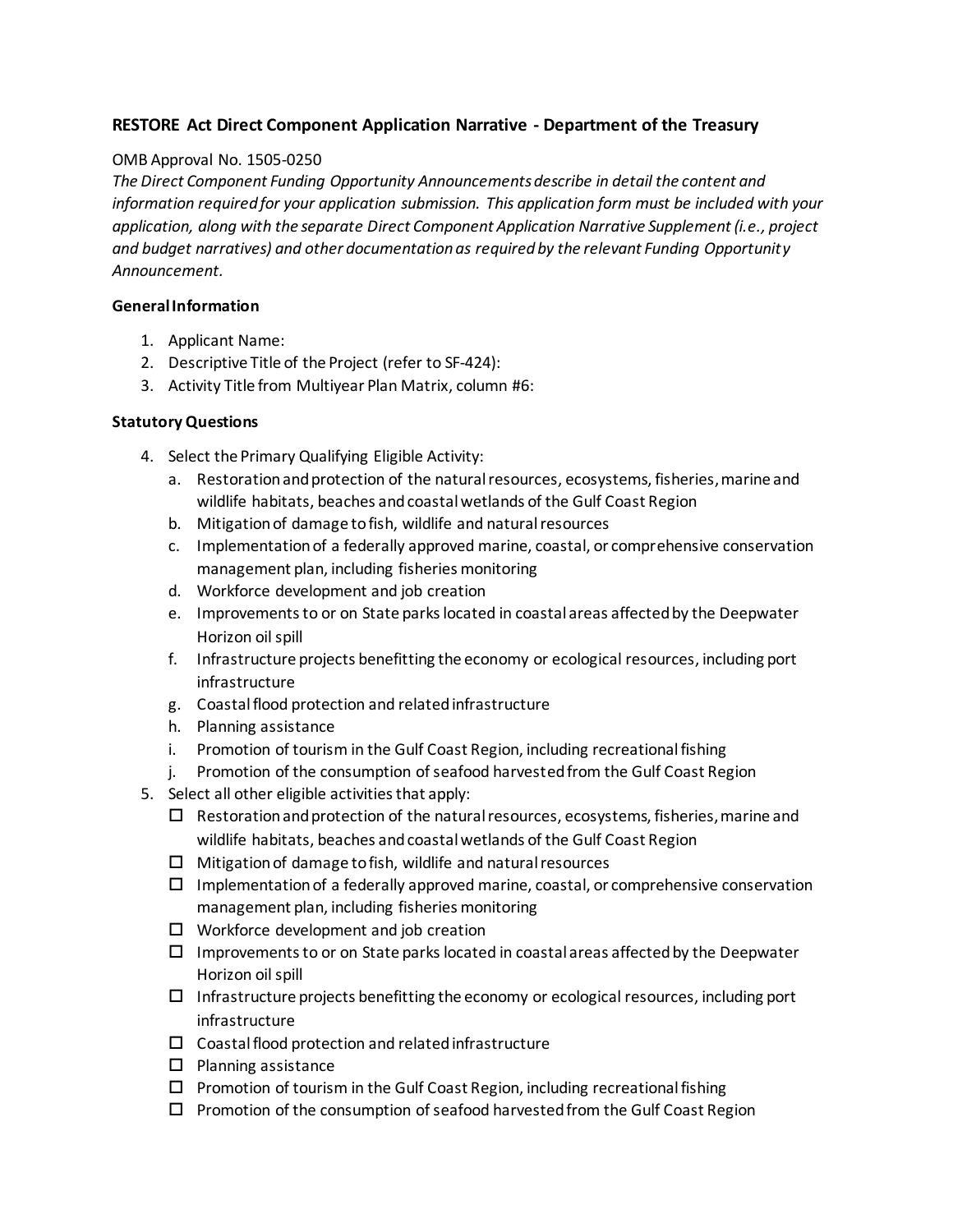### RESTORE Act Direct Component Application Narrative - Department of the Treasury

OMB Approval No. 1505-0250

*The Direct Component Funding Opportunity Announcements describe in detail the content and information required for your application submission. This application form must be included with your application, along with the separate Direct Component Application Narrative Supplement (i.e., project and budget narratives) and other documentation as required by the relevant Funding Opportunity Announcement.*

**General Information**

1. Applicant Name:
2. Descriptive Title of the Project (refer to SF-424):
3. Activity Title from Multiyear Plan Matrix, column #6:

**Statutory Questions**

4. Select the Primary Qualifying Eligible Activity:
   a. Restoration and protection of the natural resources, ecosystems, fisheries, marine and wildlife habitats, beaches and coastal wetlands of the Gulf Coast Region
   b. Mitigation of damage to fish, wildlife and natural resources
   c. Implementation of a federally approved marine, coastal, or comprehensive conservation management plan, including fisheries monitoring
   d. Workforce development and job creation
   e. Improvements to or on State parks located in coastal areas affected by the Deepwater Horizon oil spill
   f. Infrastructure projects benefitting the economy or ecological resources, including port infrastructure
   g. Coastal flood protection and related infrastructure
   h. Planning assistance
   i. Promotion of tourism in the Gulf Coast Region, including recreational fishing
   j. Promotion of the consumption of seafood harvested from the Gulf Coast Region
5. Select all other eligible activities that apply:
   - ☐ Restoration and protection of the natural resources, ecosystems, fisheries, marine and wildlife habitats, beaches and coastal wetlands of the Gulf Coast Region
   - ☐ Mitigation of damage to fish, wildlife and natural resources
   - ☐ Implementation of a federally approved marine, coastal, or comprehensive conservation management plan, including fisheries monitoring
   - ☐ Workforce development and job creation
   - ☐ Improvements to or on State parks located in coastal areas affected by the Deepwater Horizon oil spill
   - ☐ Infrastructure projects benefitting the economy or ecological resources, including port infrastructure
   - ☐ Coastal flood protection and related infrastructure
   - ☐ Planning assistance
   - ☐ Promotion of tourism in the Gulf Coast Region, including recreational fishing
   - ☐ Promotion of the consumption of seafood harvested from the Gulf Coast Region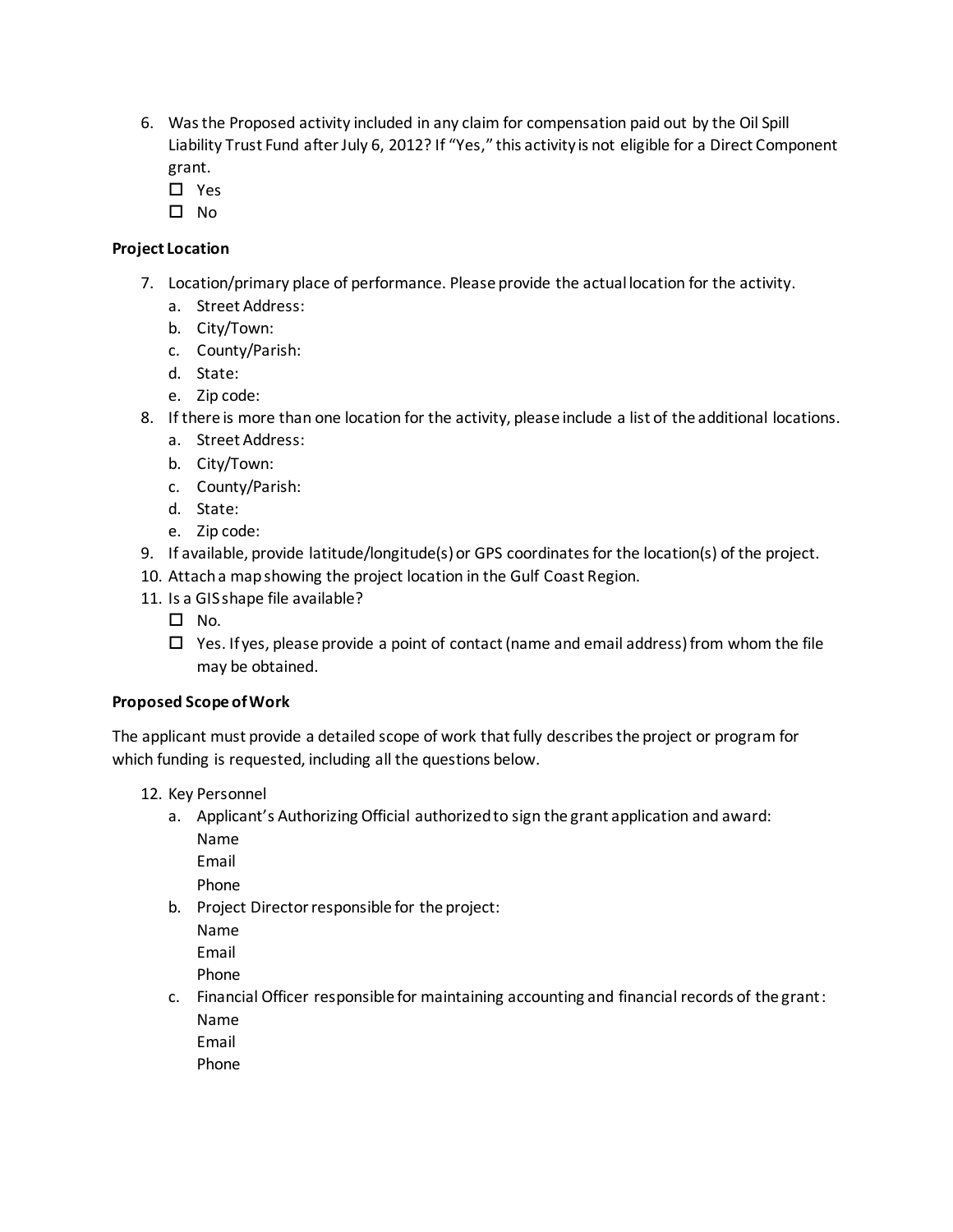6. Was the Proposed activity included in any claim for compensation paid out by the Oil Spill Liability Trust Fund after July 6, 2012? If "Yes," this activity is not eligible for a Direct Component grant.
   - ☐ Yes
   - ☐ No

**Project Location**

7. Location/primary place of performance. Please provide the actual location for the activity.
   a. Street Address:
   b. City/Town:
   c. County/Parish:
   d. State:
   e. Zip code:
8. If there is more than one location for the activity, please include a list of the additional locations.
   a. Street Address:
   b. City/Town:
   c. County/Parish:
   d. State:
   e. Zip code:
9. If available, provide latitude/longitude(s) or GPS coordinates for the location(s) of the project.
10. Attach a map showing the project location in the Gulf Coast Region.
11. Is a GIS shape file available?
    - ☐ No.
    - ☐ Yes. If yes, please provide a point of contact (name and email address) from whom the file may be obtained.

**Proposed Scope of Work**

The applicant must provide a detailed scope of work that fully describes the project or program for which funding is requested, including all the questions below.

12. Key Personnel
    a. Applicant's Authorizing Official authorized to sign the grant application and award:
       Name
       Email
       Phone
    b. Project Director responsible for the project:
       Name
       Email
       Phone
    c. Financial Officer responsible for maintaining accounting and financial records of the grant:
       Name
       Email
       Phone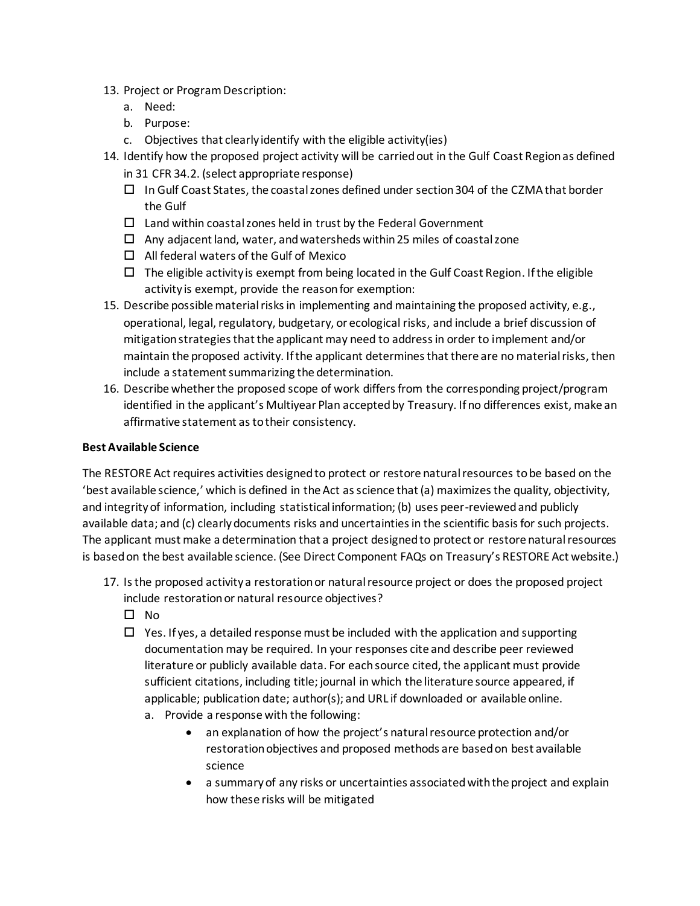13. Project or Program Description:
    a. Need:
    b. Purpose:
    c. Objectives that clearly identify with the eligible activity(ies)
14. Identify how the proposed project activity will be carried out in the Gulf Coast Region as defined in 31 CFR 34.2. (select appropriate response)
    - ☐ In Gulf Coast States, the coastal zones defined under section 304 of the CZMA that border the Gulf
    - ☐ Land within coastal zones held in trust by the Federal Government
    - ☐ Any adjacent land, water, and watersheds within 25 miles of coastal zone
    - ☐ All federal waters of the Gulf of Mexico
    - ☐ The eligible activity is exempt from being located in the Gulf Coast Region. If the eligible activity is exempt, provide the reason for exemption:
15. Describe possible material risks in implementing and maintaining the proposed activity, e.g., operational, legal, regulatory, budgetary, or ecological risks, and include a brief discussion of mitigation strategies that the applicant may need to address in order to implement and/or maintain the proposed activity. If the applicant determines that there are no material risks, then include a statement summarizing the determination.
16. Describe whether the proposed scope of work differs from the corresponding project/program identified in the applicant's Multiyear Plan accepted by Treasury. If no differences exist, make an affirmative statement as to their consistency.

**Best Available Science**

The RESTORE Act requires activities designed to protect or restore natural resources to be based on the 'best available science,' which is defined in the Act as science that (a) maximizes the quality, objectivity, and integrity of information, including statistical information; (b) uses peer-reviewed and publicly available data; and (c) clearly documents risks and uncertainties in the scientific basis for such projects. The applicant must make a determination that a project designed to protect or restore natural resources is based on the best available science. (See Direct Component FAQs on Treasury's RESTORE Act website.)

17. Is the proposed activity a restoration or natural resource project or does the proposed project include restoration or natural resource objectives?
    - ☐ No
    - ☐ Yes. If yes, a detailed response must be included with the application and supporting documentation may be required. In your responses cite and describe peer reviewed literature or publicly available data. For each source cited, the applicant must provide sufficient citations, including title; journal in which the literature source appeared, if applicable; publication date; author(s); and URL if downloaded or available online.
        a. Provide a response with the following:
            - an explanation of how the project's natural resource protection and/or restoration objectives and proposed methods are based on best available science
            - a summary of any risks or uncertainties associated with the project and explain how these risks will be mitigated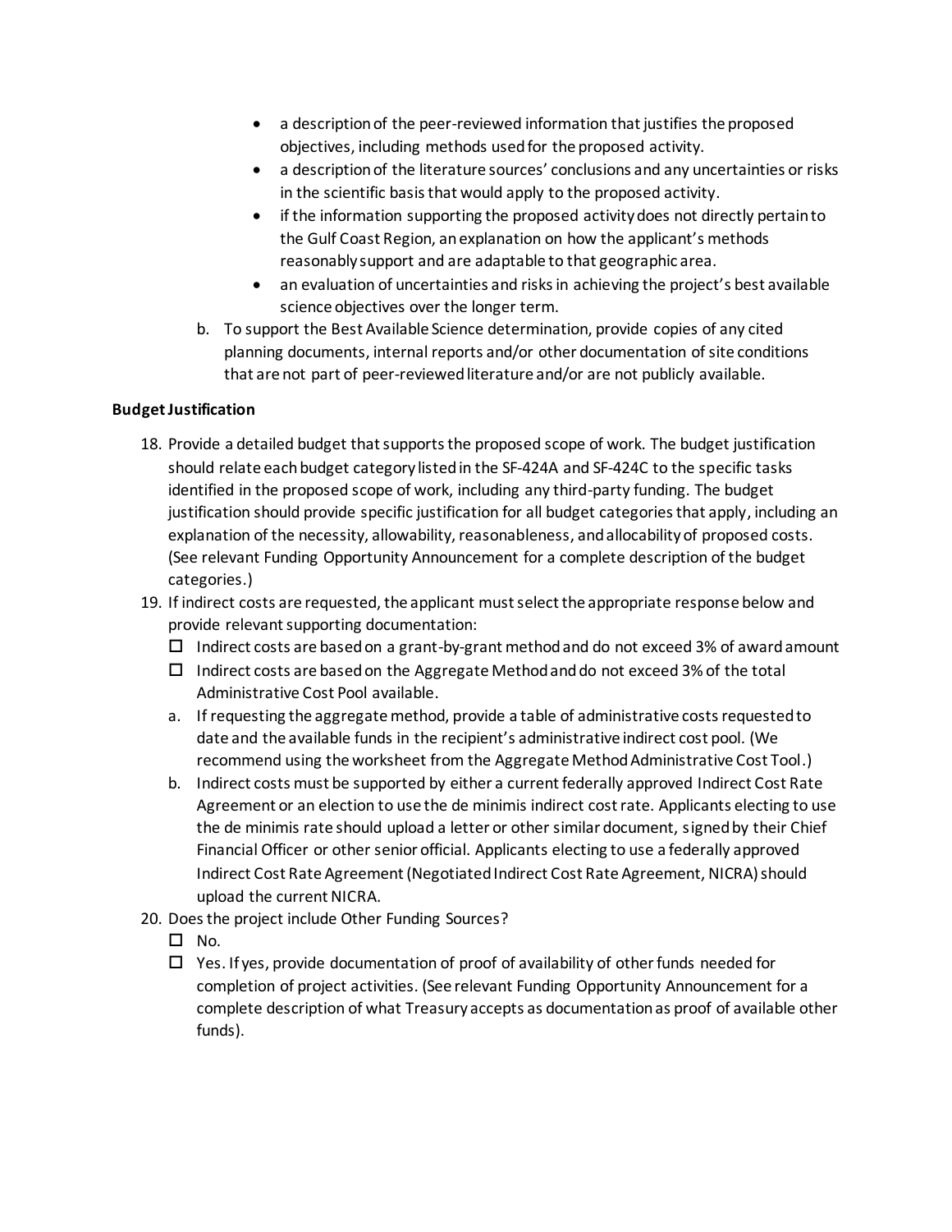- a description of the peer-reviewed information that justifies the proposed objectives, including methods used for the proposed activity.
- a description of the literature sources' conclusions and any uncertainties or risks in the scientific basis that would apply to the proposed activity.
- if the information supporting the proposed activity does not directly pertain to the Gulf Coast Region, an explanation on how the applicant's methods reasonably support and are adaptable to that geographic area.
- an evaluation of uncertainties and risks in achieving the project's best available science objectives over the longer term.

b. To support the Best Available Science determination, provide copies of any cited planning documents, internal reports and/or other documentation of site conditions that are not part of peer-reviewed literature and/or are not publicly available.

**Budget Justification**

18. Provide a detailed budget that supports the proposed scope of work. The budget justification should relate each budget category listed in the SF-424A and SF-424C to the specific tasks identified in the proposed scope of work, including any third-party funding. The budget justification should provide specific justification for all budget categories that apply, including an explanation of the necessity, allowability, reasonableness, and allocability of proposed costs. (See relevant Funding Opportunity Announcement for a complete description of the budget categories.)
19. If indirect costs are requested, the applicant must select the appropriate response below and provide relevant supporting documentation:
    - ☐ Indirect costs are based on a grant-by-grant method and do not exceed 3% of award amount
    - ☐ Indirect costs are based on the Aggregate Method and do not exceed 3% of the total Administrative Cost Pool available.

    a. If requesting the aggregate method, provide a table of administrative costs requested to date and the available funds in the recipient's administrative indirect cost pool. (We recommend using the worksheet from the Aggregate Method Administrative Cost Tool.)

    b. Indirect costs must be supported by either a current federally approved Indirect Cost Rate Agreement or an election to use the de minimis indirect cost rate. Applicants electing to use the de minimis rate should upload a letter or other similar document, signed by their Chief Financial Officer or other senior official. Applicants electing to use a federally approved Indirect Cost Rate Agreement (Negotiated Indirect Cost Rate Agreement, NICRA) should upload the current NICRA.
20. Does the project include Other Funding Sources?
    - ☐ No.
    - ☐ Yes. If yes, provide documentation of proof of availability of other funds needed for completion of project activities. (See relevant Funding Opportunity Announcement for a complete description of what Treasury accepts as documentation as proof of available other funds).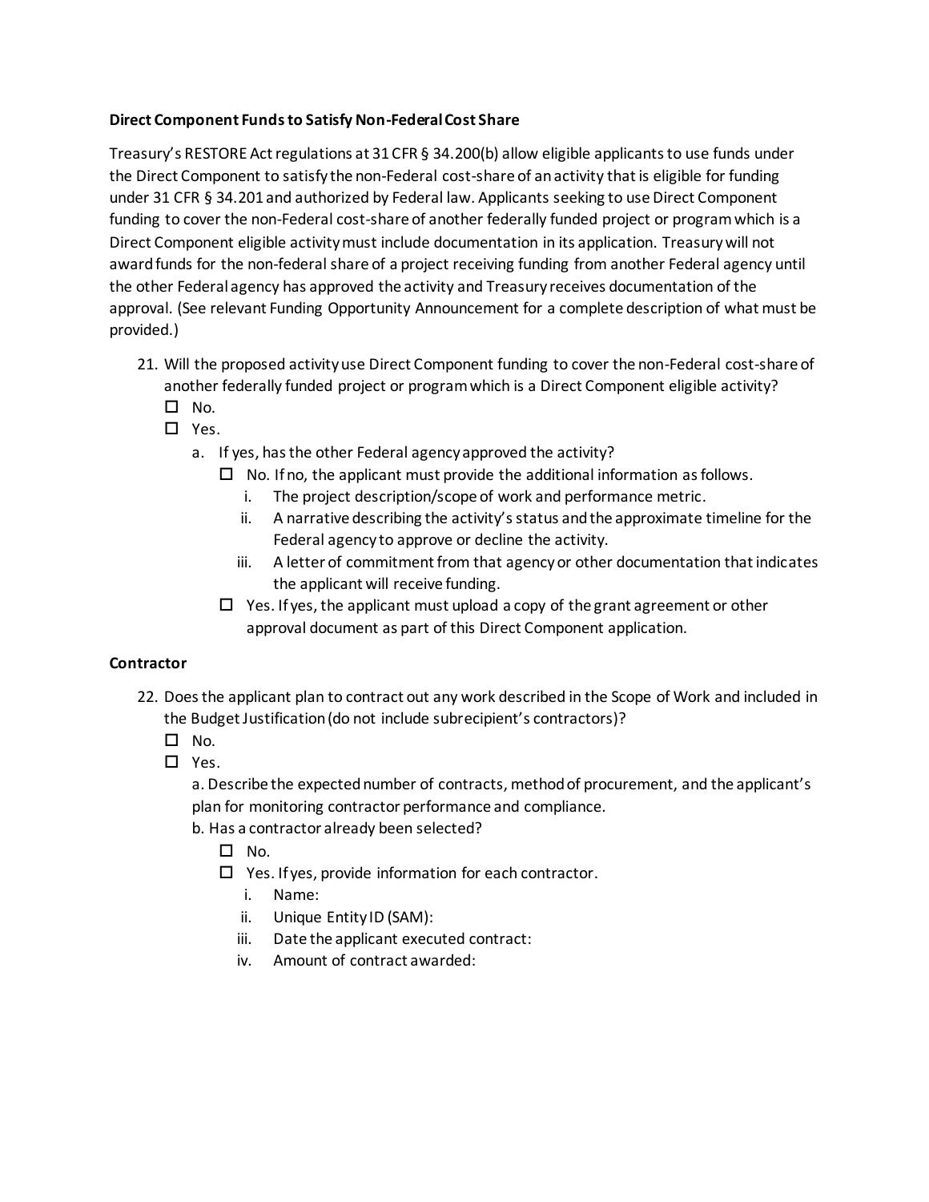**Direct Component Funds to Satisfy Non-Federal Cost Share**

Treasury's RESTORE Act regulations at 31 CFR § 34.200(b) allow eligible applicants to use funds under the Direct Component to satisfy the non-Federal cost-share of an activity that is eligible for funding under 31 CFR § 34.201 and authorized by Federal law. Applicants seeking to use Direct Component funding to cover the non-Federal cost-share of another federally funded project or program which is a Direct Component eligible activity must include documentation in its application. Treasury will not award funds for the non-federal share of a project receiving funding from another Federal agency until the other Federal agency has approved the activity and Treasury receives documentation of the approval. (See relevant Funding Opportunity Announcement for a complete description of what must be provided.)

21. Will the proposed activity use Direct Component funding to cover the non-Federal cost-share of another federally funded project or program which is a Direct Component eligible activity?
    - ☐ No.
    - ☐ Yes.
        - a. If yes, has the other Federal agency approved the activity?
            - ☐ No. If no, the applicant must provide the additional information as follows.
                - i. The project description/scope of work and performance metric.
                - ii. A narrative describing the activity's status and the approximate timeline for the Federal agency to approve or decline the activity.
                - iii. A letter of commitment from that agency or other documentation that indicates the applicant will receive funding.
            - ☐ Yes. If yes, the applicant must upload a copy of the grant agreement or other approval document as part of this Direct Component application.

**Contractor**

22. Does the applicant plan to contract out any work described in the Scope of Work and included in the Budget Justification (do not include subrecipient's contractors)?
    - ☐ No.
    - ☐ Yes.
        - a. Describe the expected number of contracts, method of procurement, and the applicant's plan for monitoring contractor performance and compliance.
        - b. Has a contractor already been selected?
            - ☐ No.
            - ☐ Yes. If yes, provide information for each contractor.
                - i. Name:
                - ii. Unique Entity ID (SAM):
                - iii. Date the applicant executed contract:
                - iv. Amount of contract awarded: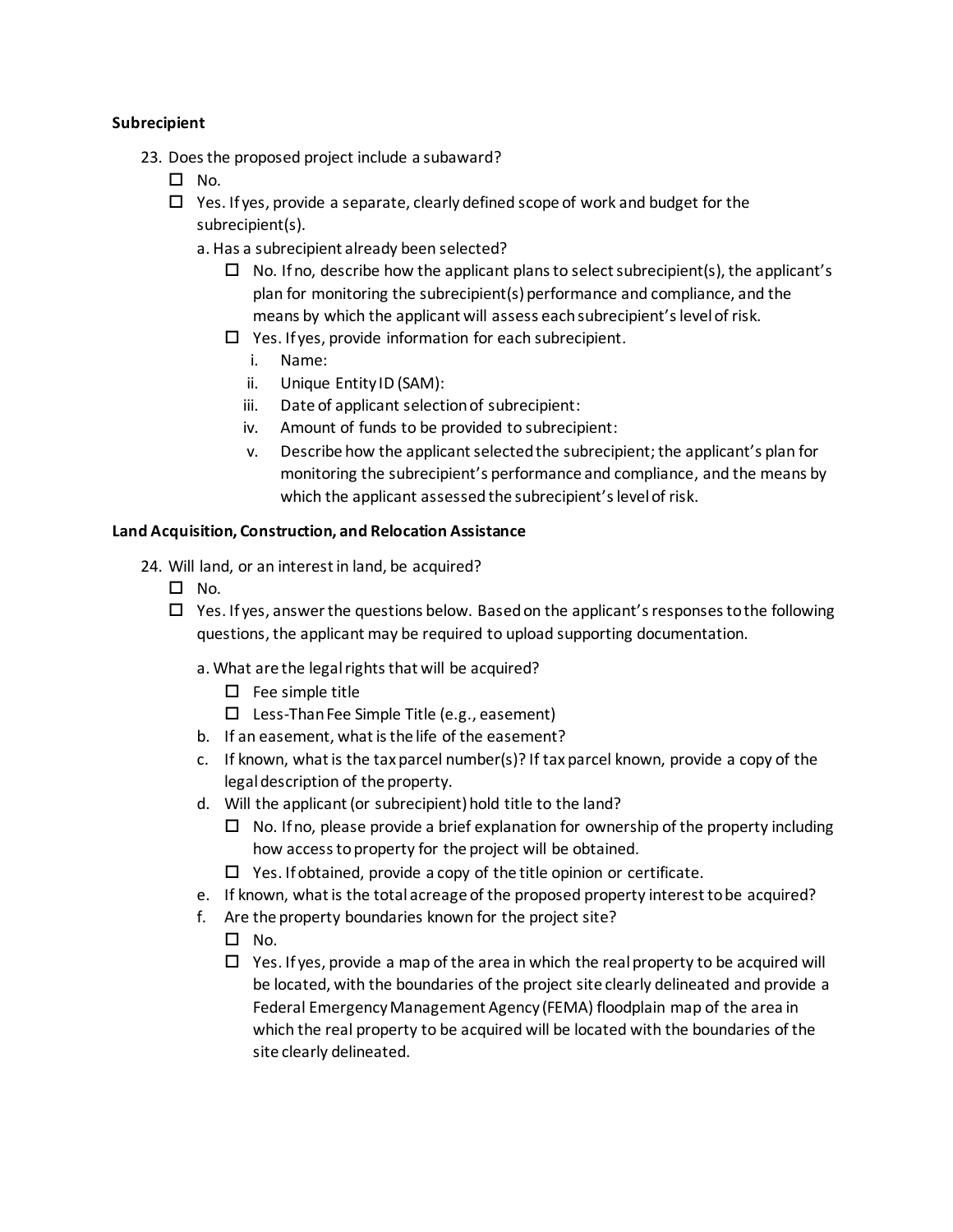**Subrecipient**

23. Does the proposed project include a subaward?
    - ☐ No.
    - ☐ Yes. If yes, provide a separate, clearly defined scope of work and budget for the subrecipient(s).
      - a. Has a subrecipient already been selected?
        - ☐ No. If no, describe how the applicant plans to select subrecipient(s), the applicant's plan for monitoring the subrecipient(s) performance and compliance, and the means by which the applicant will assess each subrecipient's level of risk.
        - ☐ Yes. If yes, provide information for each subrecipient.
          - i. Name:
          - ii. Unique Entity ID (SAM):
          - iii. Date of applicant selection of subrecipient:
          - iv. Amount of funds to be provided to subrecipient:
          - v. Describe how the applicant selected the subrecipient; the applicant's plan for monitoring the subrecipient's performance and compliance, and the means by which the applicant assessed the subrecipient's level of risk.

**Land Acquisition, Construction, and Relocation Assistance**

24. Will land, or an interest in land, be acquired?
    - ☐ No.
    - ☐ Yes. If yes, answer the questions below. Based on the applicant's responses to the following questions, the applicant may be required to upload supporting documentation.
      - a. What are the legal rights that will be acquired?
        - ☐ Fee simple title
        - ☐ Less-Than Fee Simple Title (e.g., easement)
      - b. If an easement, what is the life of the easement?
      - c. If known, what is the tax parcel number(s)? If tax parcel known, provide a copy of the legal description of the property.
      - d. Will the applicant (or subrecipient) hold title to the land?
        - ☐ No. If no, please provide a brief explanation for ownership of the property including how access to property for the project will be obtained.
        - ☐ Yes. If obtained, provide a copy of the title opinion or certificate.
      - e. If known, what is the total acreage of the proposed property interest to be acquired?
      - f. Are the property boundaries known for the project site?
        - ☐ No.
        - ☐ Yes. If yes, provide a map of the area in which the real property to be acquired will be located, with the boundaries of the project site clearly delineated and provide a Federal Emergency Management Agency (FEMA) floodplain map of the area in which the real property to be acquired will be located with the boundaries of the site clearly delineated.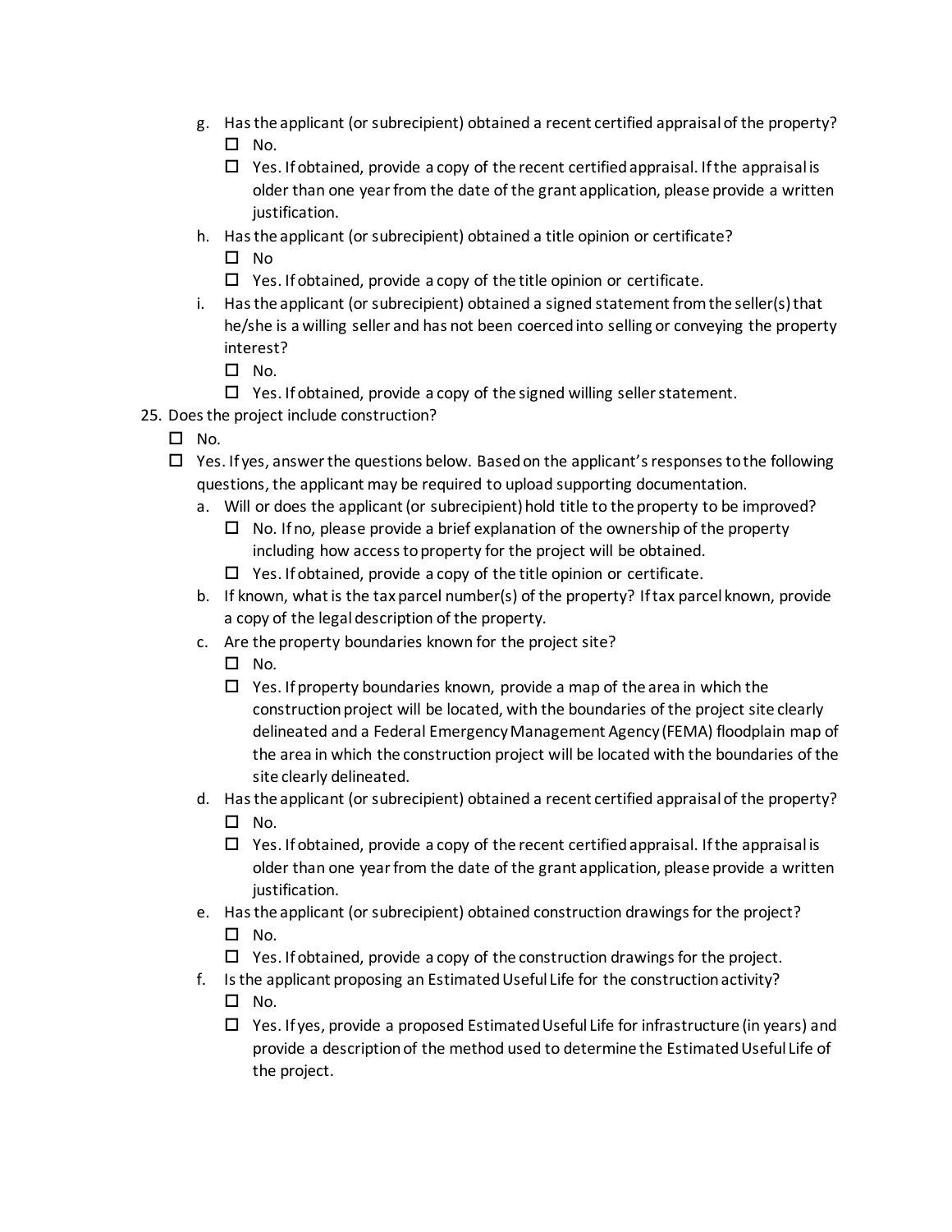g. Has the applicant (or subrecipient) obtained a recent certified appraisal of the property?
   - ☐ No.
   - ☐ Yes. If obtained, provide a copy of the recent certified appraisal. If the appraisal is older than one year from the date of the grant application, please provide a written justification.

h. Has the applicant (or subrecipient) obtained a title opinion or certificate?
   - ☐ No
   - ☐ Yes. If obtained, provide a copy of the title opinion or certificate.

i. Has the applicant (or subrecipient) obtained a signed statement from the seller(s) that he/she is a willing seller and has not been coerced into selling or conveying the property interest?
   - ☐ No.
   - ☐ Yes. If obtained, provide a copy of the signed willing seller statement.

25. Does the project include construction?
   - ☐ No.
   - ☐ Yes. If yes, answer the questions below. Based on the applicant's responses to the following questions, the applicant may be required to upload supporting documentation.
     
     a. Will or does the applicant (or subrecipient) hold title to the property to be improved?
        - ☐ No. If no, please provide a brief explanation of the ownership of the property including how access to property for the project will be obtained.
        - ☐ Yes. If obtained, provide a copy of the title opinion or certificate.
     
     b. If known, what is the tax parcel number(s) of the property? If tax parcel known, provide a copy of the legal description of the property.
     
     c. Are the property boundaries known for the project site?
        - ☐ No.
        - ☐ Yes. If property boundaries known, provide a map of the area in which the construction project will be located, with the boundaries of the project site clearly delineated and a Federal Emergency Management Agency (FEMA) floodplain map of the area in which the construction project will be located with the boundaries of the site clearly delineated.
     
     d. Has the applicant (or subrecipient) obtained a recent certified appraisal of the property?
        - ☐ No.
        - ☐ Yes. If obtained, provide a copy of the recent certified appraisal. If the appraisal is older than one year from the date of the grant application, please provide a written justification.
     
     e. Has the applicant (or subrecipient) obtained construction drawings for the project?
        - ☐ No.
        - ☐ Yes. If obtained, provide a copy of the construction drawings for the project.
     
     f. Is the applicant proposing an Estimated Useful Life for the construction activity?
        - ☐ No.
        - ☐ Yes. If yes, provide a proposed Estimated Useful Life for infrastructure (in years) and provide a description of the method used to determine the Estimated Useful Life of the project.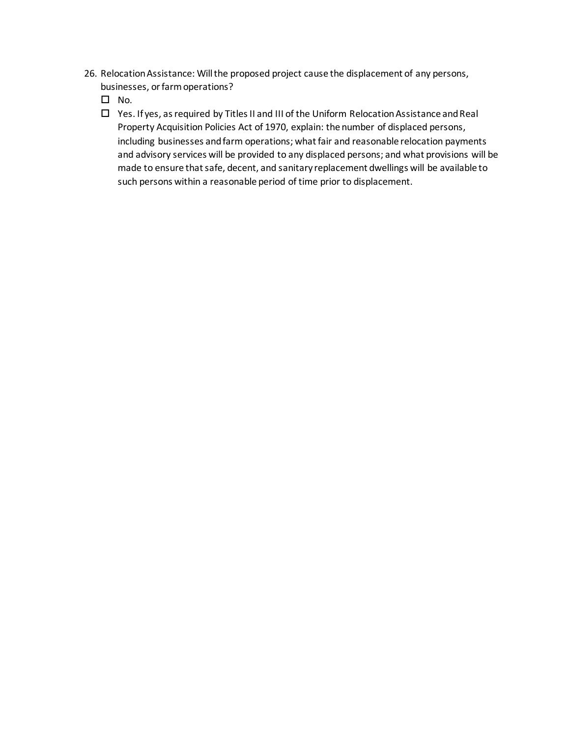26. Relocation Assistance: Will the proposed project cause the displacement of any persons, businesses, or farm operations?
    - ☐ No.
    - ☐ Yes. If yes, as required by Titles II and III of the Uniform Relocation Assistance and Real Property Acquisition Policies Act of 1970, explain: the number of displaced persons, including businesses and farm operations; what fair and reasonable relocation payments and advisory services will be provided to any displaced persons; and what provisions will be made to ensure that safe, decent, and sanitary replacement dwellings will be available to such persons within a reasonable period of time prior to displacement.